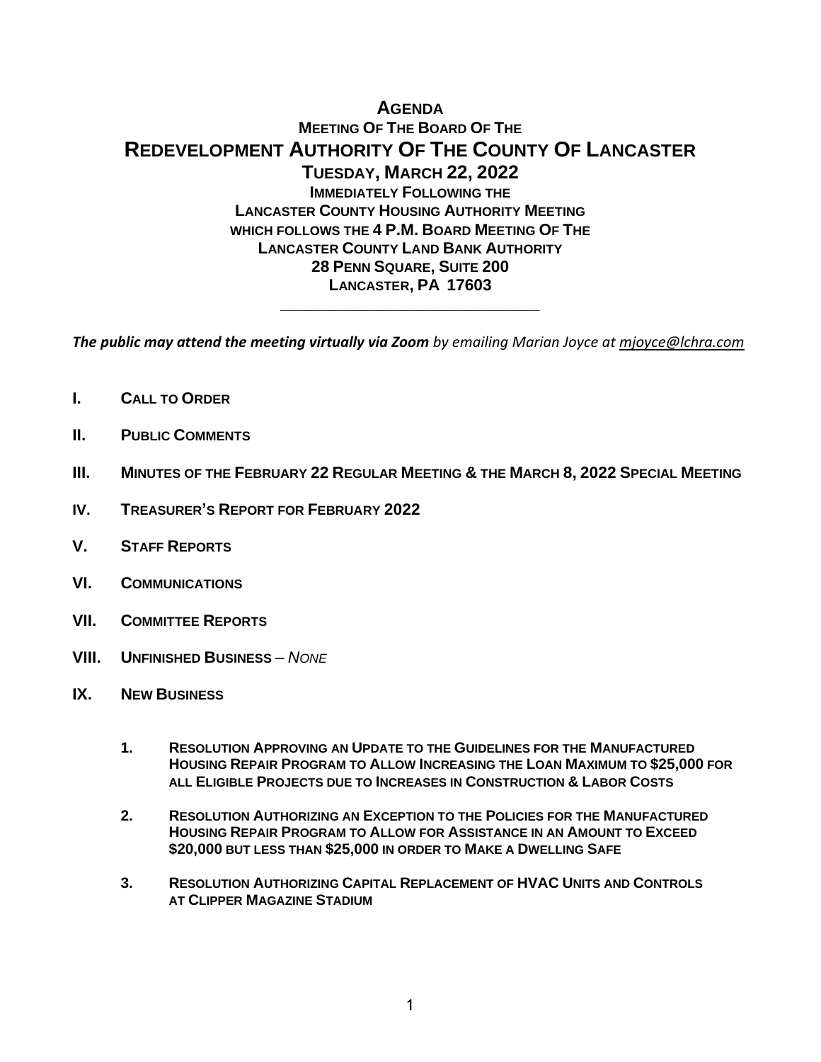# AGENDA

## MEETING OF THE BOARD OF THE

# REDEVELOPMENT AUTHORITY OF THE COUNTY OF LANCASTER

## TUESDAY, MARCH 22, 2022

**IMMEDIATELY FOLLOWING THE**
**LANCASTER COUNTY HOUSING AUTHORITY MEETING**
**WHICH FOLLOWS THE 4 P.M. BOARD MEETING OF THE**
**LANCASTER COUNTY LAND BANK AUTHORITY**
**28 PENN SQUARE, SUITE 200**
**LANCASTER, PA 17603**

---

***The public may attend the meeting virtually via Zoom*** *by emailing Marian Joyce at mjoyce@lchra.com*

**I. CALL TO ORDER**

**II. PUBLIC COMMENTS**

**III. MINUTES OF THE FEBRUARY 22 REGULAR MEETING & THE MARCH 8, 2022 SPECIAL MEETING**

**IV. TREASURER'S REPORT FOR FEBRUARY 2022**

**V. STAFF REPORTS**

**VI. COMMUNICATIONS**

**VII. COMMITTEE REPORTS**

**VIII. UNFINISHED BUSINESS** – *NONE*

**IX. NEW BUSINESS**

1. **RESOLUTION APPROVING AN UPDATE TO THE GUIDELINES FOR THE MANUFACTURED HOUSING REPAIR PROGRAM TO ALLOW INCREASING THE LOAN MAXIMUM TO $25,000 FOR ALL ELIGIBLE PROJECTS DUE TO INCREASES IN CONSTRUCTION & LABOR COSTS**

2. **RESOLUTION AUTHORIZING AN EXCEPTION TO THE POLICIES FOR THE MANUFACTURED HOUSING REPAIR PROGRAM TO ALLOW FOR ASSISTANCE IN AN AMOUNT TO EXCEED $20,000 BUT LESS THAN $25,000 IN ORDER TO MAKE A DWELLING SAFE**

3. **RESOLUTION AUTHORIZING CAPITAL REPLACEMENT OF HVAC UNITS AND CONTROLS AT CLIPPER MAGAZINE STADIUM**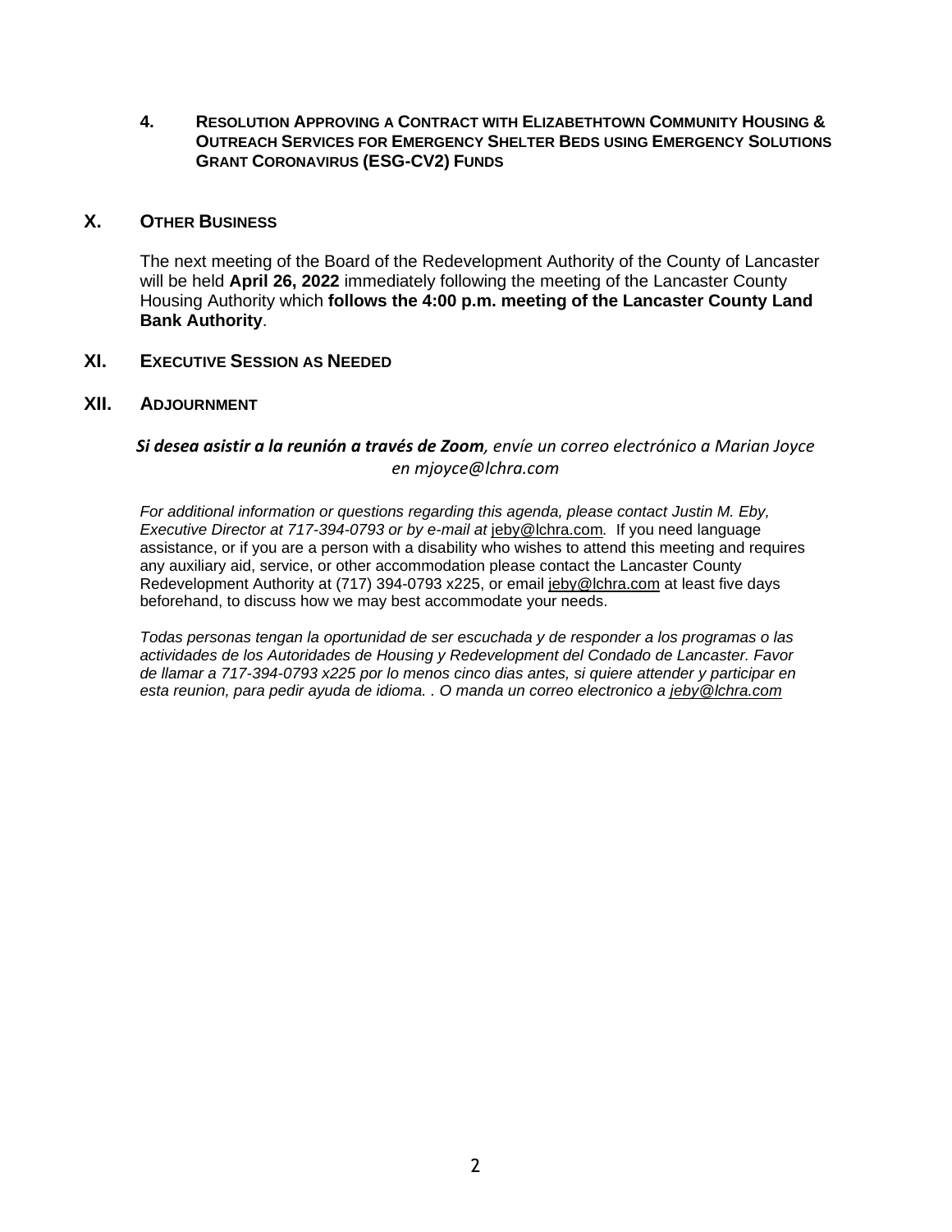4. **RESOLUTION APPROVING A CONTRACT WITH ELIZABETHTOWN COMMUNITY HOUSING & OUTREACH SERVICES FOR EMERGENCY SHELTER BEDS USING EMERGENCY SOLUTIONS GRANT CORONAVIRUS (ESG-CV2) FUNDS**

## X. OTHER BUSINESS

The next meeting of the Board of the Redevelopment Authority of the County of Lancaster will be held **April 26, 2022** immediately following the meeting of the Lancaster County Housing Authority which **follows the 4:00 p.m. meeting of the Lancaster County Land Bank Authority**.

## XI. EXECUTIVE SESSION AS NEEDED

## XII. ADJOURNMENT

***Si desea asistir a la reunión a través de Zoom****, envíe un correo electrónico a Marian Joyce en mjoyce@lchra.com*

*For additional information or questions regarding this agenda, please contact Justin M. Eby, Executive Director at 717-394-0793 or by e-mail at* jeby@lchra.com*.* If you need language assistance, or if you are a person with a disability who wishes to attend this meeting and requires any auxiliary aid, service, or other accommodation please contact the Lancaster County Redevelopment Authority at (717) 394-0793 x225, or email jeby@lchra.com at least five days beforehand, to discuss how we may best accommodate your needs.

*Todas personas tengan la oportunidad de ser escuchada y de responder a los programas o las actividades de los Autoridades de Housing y Redevelopment del Condado de Lancaster. Favor de llamar a 717-394-0793 x225 por lo menos cinco dias antes, si quiere attender y participar en esta reunion, para pedir ayuda de idioma. . O manda un correo electronico a jeby@lchra.com*